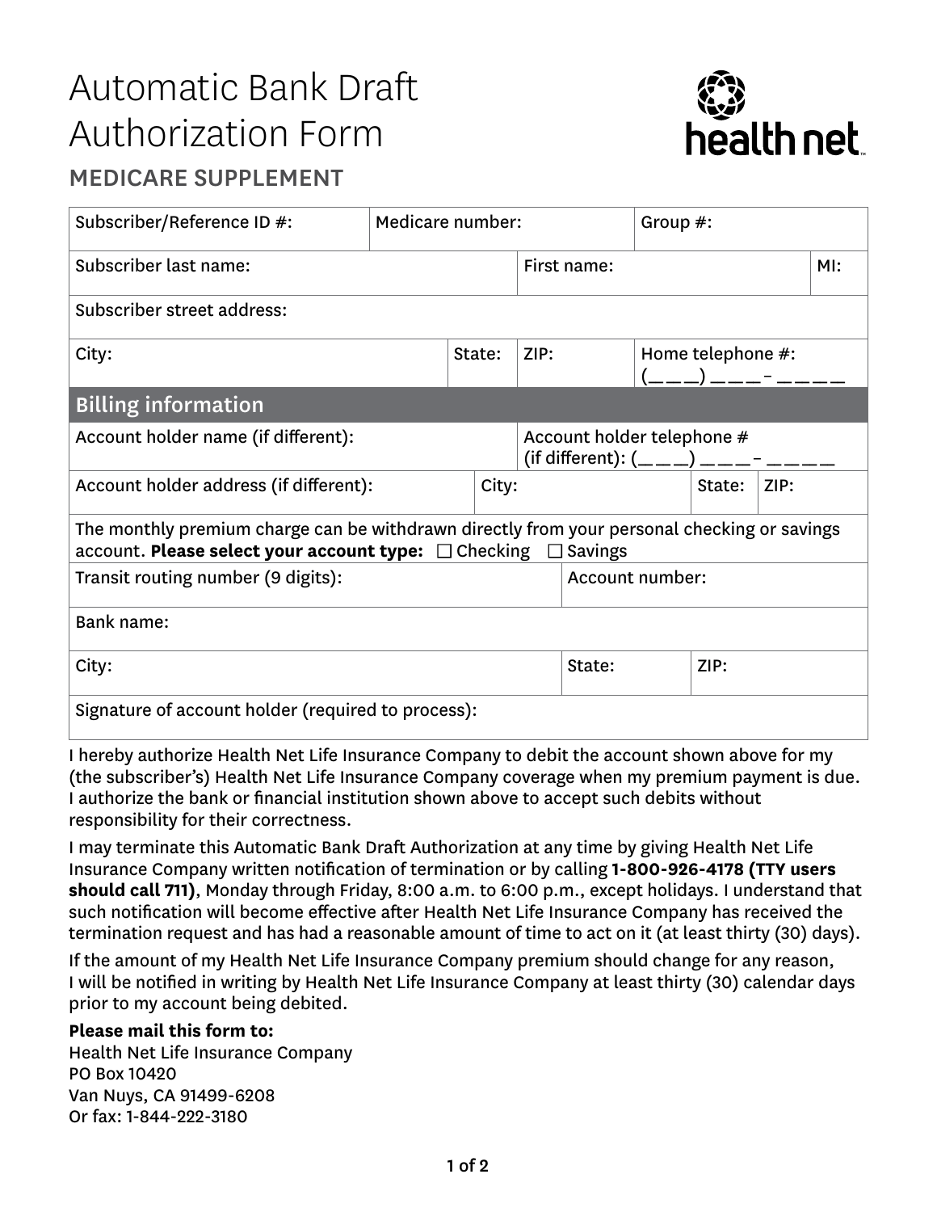# Automatic Bank Draft Authorization Form

## MEDICARE SUPPLEMENT

| Subscriber/Reference ID #: | Medicare number: | Group #: |
|---|---|---|
| Subscriber last name: | First name: | MI: |
| Subscriber street address: | | |
| City: State: ZIP: | Home telephone #: (\_\_\_) \_\_\_-\_\_\_\_ | |

### Billing information

| | |
|---|---|
| Account holder name (if different): | Account holder telephone # (if different): (\_\_\_) \_\_\_-\_\_\_\_ |
| Account holder address (if different): | City: State: ZIP: |
| The monthly premium charge can be withdrawn directly from your personal checking or savings account. **Please select your account type:** ☐ Checking ☐ Savings | |
| Transit routing number (9 digits): | Account number: |
| Bank name: | |
| City: | State: ZIP: |
| Signature of account holder (required to process): | |

I hereby authorize Health Net Life Insurance Company to debit the account shown above for my (the subscriber's) Health Net Life Insurance Company coverage when my premium payment is due. I authorize the bank or financial institution shown above to accept such debits without responsibility for their correctness.

I may terminate this Automatic Bank Draft Authorization at any time by giving Health Net Life Insurance Company written notification of termination or by calling **1-800-926-4178 (TTY users should call 711)**, Monday through Friday, 8:00 a.m. to 6:00 p.m., except holidays. I understand that such notification will become effective after Health Net Life Insurance Company has received the termination request and has had a reasonable amount of time to act on it (at least thirty (30) days).

If the amount of my Health Net Life Insurance Company premium should change for any reason, I will be notified in writing by Health Net Life Insurance Company at least thirty (30) calendar days prior to my account being debited.

**Please mail this form to:**
Health Net Life Insurance Company
PO Box 10420
Van Nuys, CA 91499-6208
Or fax: 1-844-222-3180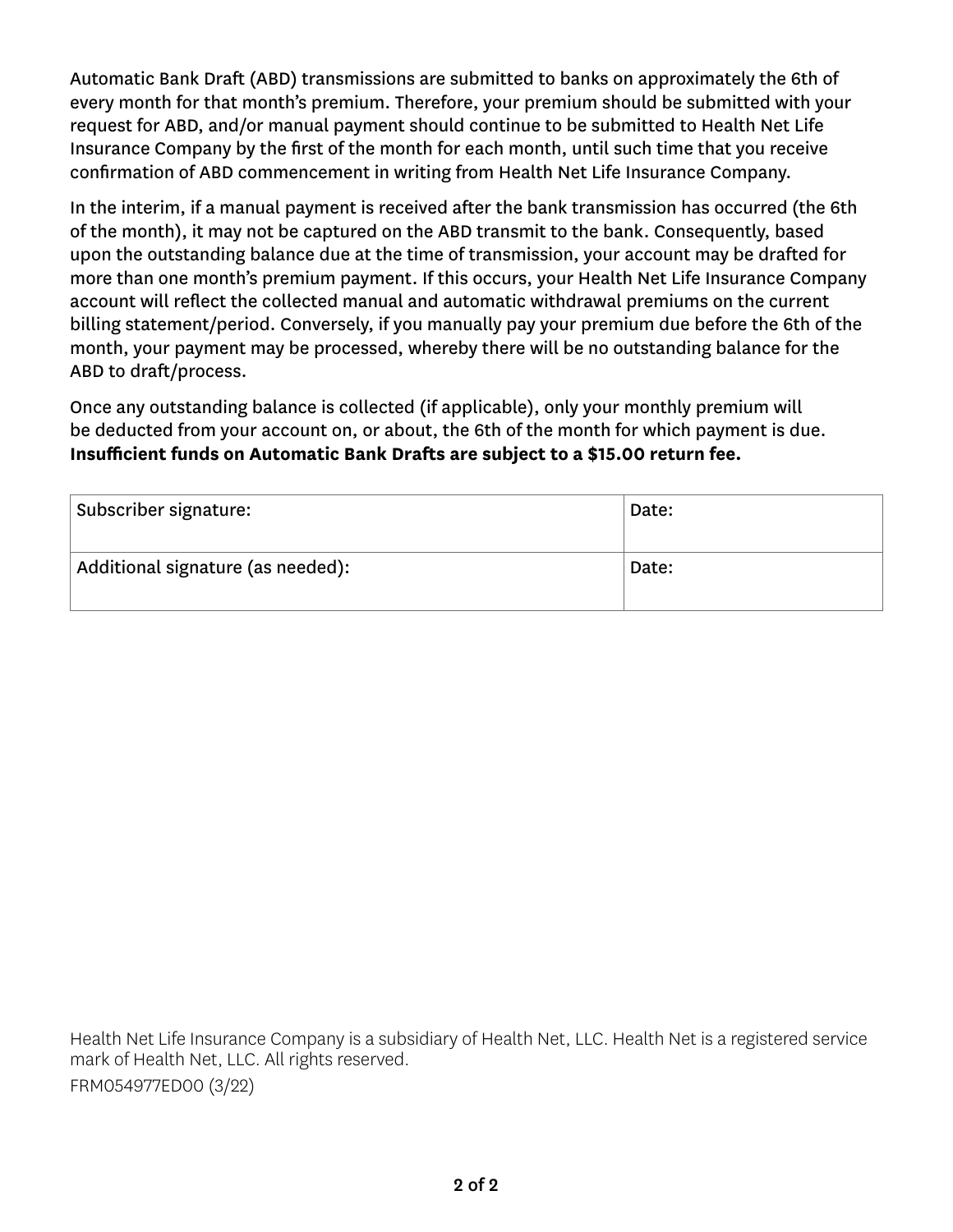Automatic Bank Draft (ABD) transmissions are submitted to banks on approximately the 6th of every month for that month's premium. Therefore, your premium should be submitted with your request for ABD, and/or manual payment should continue to be submitted to Health Net Life Insurance Company by the first of the month for each month, until such time that you receive confirmation of ABD commencement in writing from Health Net Life Insurance Company.

In the interim, if a manual payment is received after the bank transmission has occurred (the 6th of the month), it may not be captured on the ABD transmit to the bank. Consequently, based upon the outstanding balance due at the time of transmission, your account may be drafted for more than one month's premium payment. If this occurs, your Health Net Life Insurance Company account will reflect the collected manual and automatic withdrawal premiums on the current billing statement/period. Conversely, if you manually pay your premium due before the 6th of the month, your payment may be processed, whereby there will be no outstanding balance for the ABD to draft/process.

Once any outstanding balance is collected (if applicable), only your monthly premium will be deducted from your account on, or about, the 6th of the month for which payment is due. **Insufficient funds on Automatic Bank Drafts are subject to a $15.00 return fee.**

| | |
|---|---|
| Subscriber signature: | Date: |
| Additional signature (as needed): | Date: |

Health Net Life Insurance Company is a subsidiary of Health Net, LLC. Health Net is a registered service mark of Health Net, LLC. All rights reserved.

FRM054977ED00 (3/22)